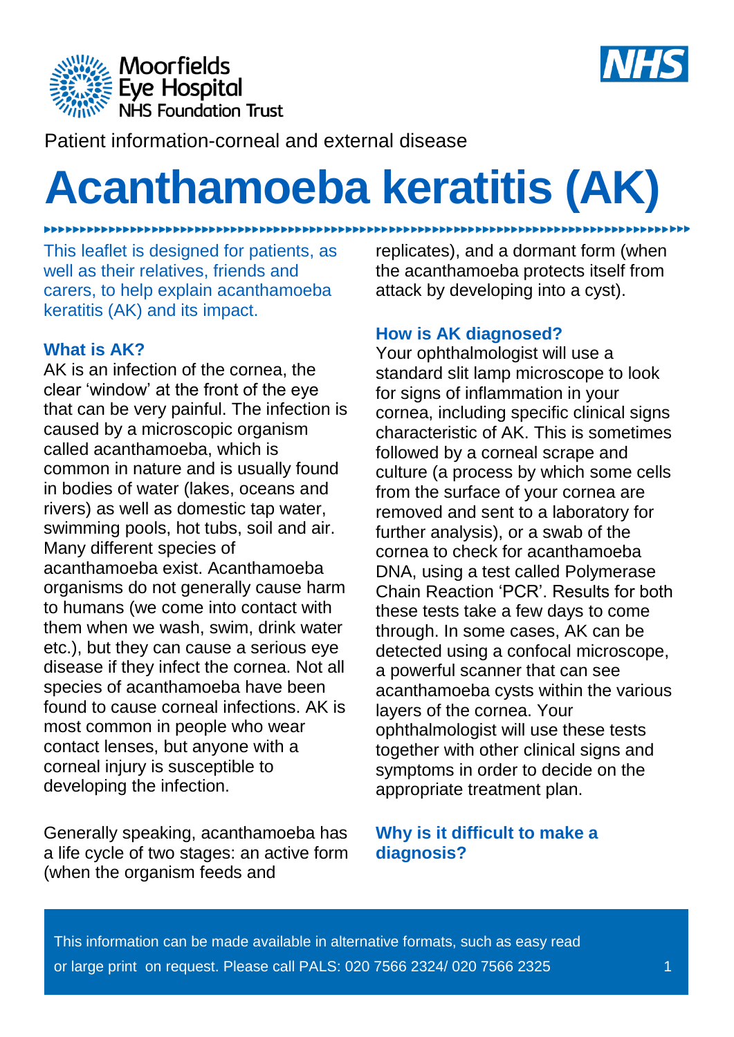Moorfields Eye Hospital NHS Foundation Trust

Patient information-corneal and external disease

# Acanthamoeba keratitis (AK)

This leaflet is designed for patients, as well as their relatives, friends and carers, to help explain acanthamoeba keratitis (AK) and its impact.

## What is AK?

AK is an infection of the cornea, the clear 'window' at the front of the eye that can be very painful. The infection is caused by a microscopic organism called acanthamoeba, which is common in nature and is usually found in bodies of water (lakes, oceans and rivers) as well as domestic tap water, swimming pools, hot tubs, soil and air. Many different species of acanthamoeba exist. Acanthamoeba organisms do not generally cause harm to humans (we come into contact with them when we wash, swim, drink water etc.), but they can cause a serious eye disease if they infect the cornea. Not all species of acanthamoeba have been found to cause corneal infections. AK is most common in people who wear contact lenses, but anyone with a corneal injury is susceptible to developing the infection.

Generally speaking, acanthamoeba has a life cycle of two stages: an active form (when the organism feeds and replicates), and a dormant form (when the acanthamoeba protects itself from attack by developing into a cyst).

## How is AK diagnosed?

Your ophthalmologist will use a standard slit lamp microscope to look for signs of inflammation in your cornea, including specific clinical signs characteristic of AK. This is sometimes followed by a corneal scrape and culture (a process by which some cells from the surface of your cornea are removed and sent to a laboratory for further analysis), or a swab of the cornea to check for acanthamoeba DNA, using a test called Polymerase Chain Reaction 'PCR'. Results for both these tests take a few days to come through. In some cases, AK can be detected using a confocal microscope, a powerful scanner that can see acanthamoeba cysts within the various layers of the cornea. Your ophthalmologist will use these tests together with other clinical signs and symptoms in order to decide on the appropriate treatment plan.

## Why is it difficult to make a diagnosis?

This information can be made available in alternative formats, such as easy read or large print on request. Please call PALS: 020 7566 2324/ 020 7566 2325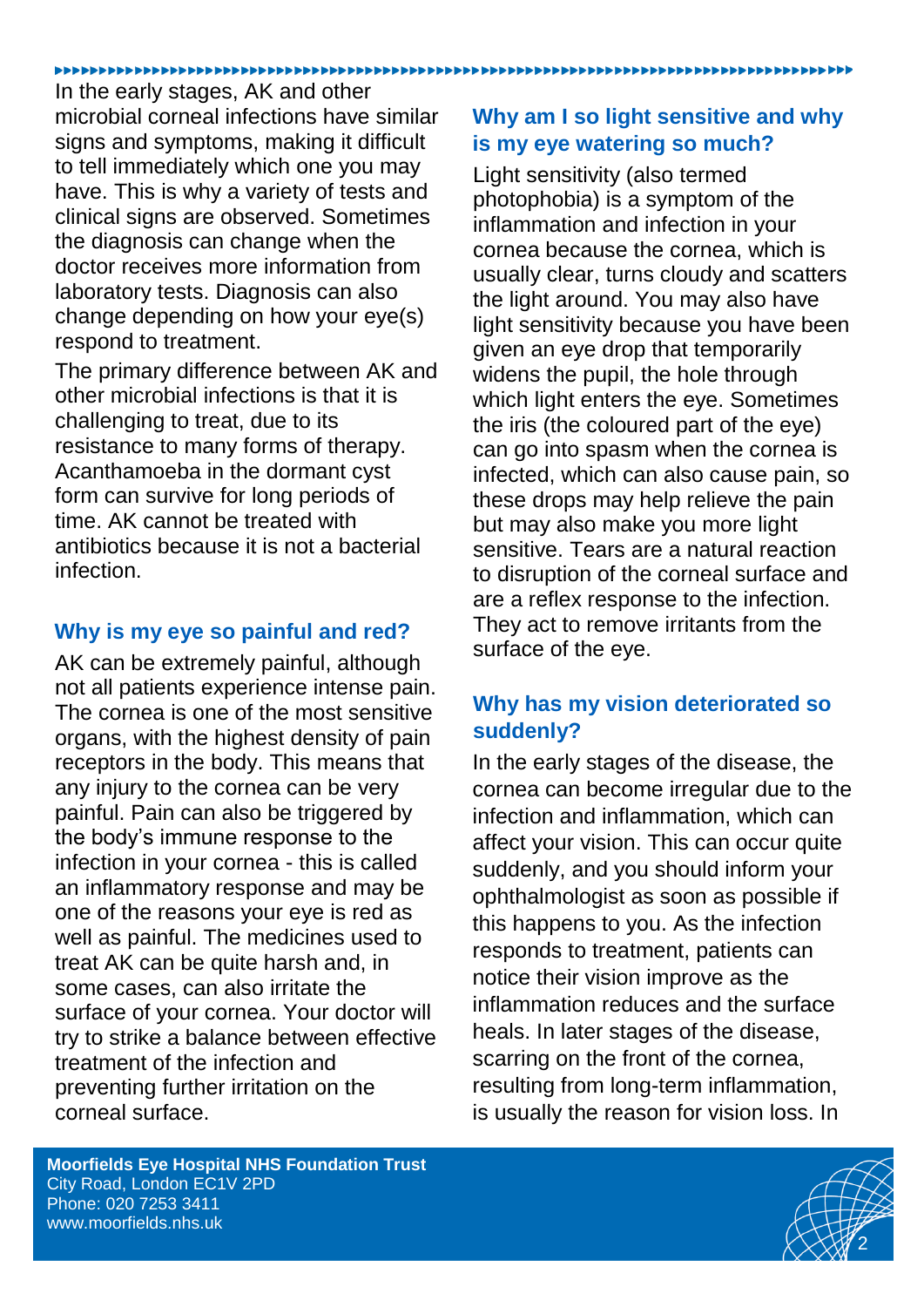In the early stages, AK and other microbial corneal infections have similar signs and symptoms, making it difficult to tell immediately which one you may have. This is why a variety of tests and clinical signs are observed. Sometimes the diagnosis can change when the doctor receives more information from laboratory tests. Diagnosis can also change depending on how your eye(s) respond to treatment.

The primary difference between AK and other microbial infections is that it is challenging to treat, due to its resistance to many forms of therapy. Acanthamoeba in the dormant cyst form can survive for long periods of time. AK cannot be treated with antibiotics because it is not a bacterial infection.

## Why is my eye so painful and red?

AK can be extremely painful, although not all patients experience intense pain. The cornea is one of the most sensitive organs, with the highest density of pain receptors in the body. This means that any injury to the cornea can be very painful. Pain can also be triggered by the body's immune response to the infection in your cornea - this is called an inflammatory response and may be one of the reasons your eye is red as well as painful. The medicines used to treat AK can be quite harsh and, in some cases, can also irritate the surface of your cornea. Your doctor will try to strike a balance between effective treatment of the infection and preventing further irritation on the corneal surface.

## Why am I so light sensitive and why is my eye watering so much?

Light sensitivity (also termed photophobia) is a symptom of the inflammation and infection in your cornea because the cornea, which is usually clear, turns cloudy and scatters the light around. You may also have light sensitivity because you have been given an eye drop that temporarily widens the pupil, the hole through which light enters the eye. Sometimes the iris (the coloured part of the eye) can go into spasm when the cornea is infected, which can also cause pain, so these drops may help relieve the pain but may also make you more light sensitive. Tears are a natural reaction to disruption of the corneal surface and are a reflex response to the infection. They act to remove irritants from the surface of the eye.

## Why has my vision deteriorated so suddenly?

In the early stages of the disease, the cornea can become irregular due to the infection and inflammation, which can affect your vision. This can occur quite suddenly, and you should inform your ophthalmologist as soon as possible if this happens to you. As the infection responds to treatment, patients can notice their vision improve as the inflammation reduces and the surface heals. In later stages of the disease, scarring on the front of the cornea, resulting from long-term inflammation, is usually the reason for vision loss. In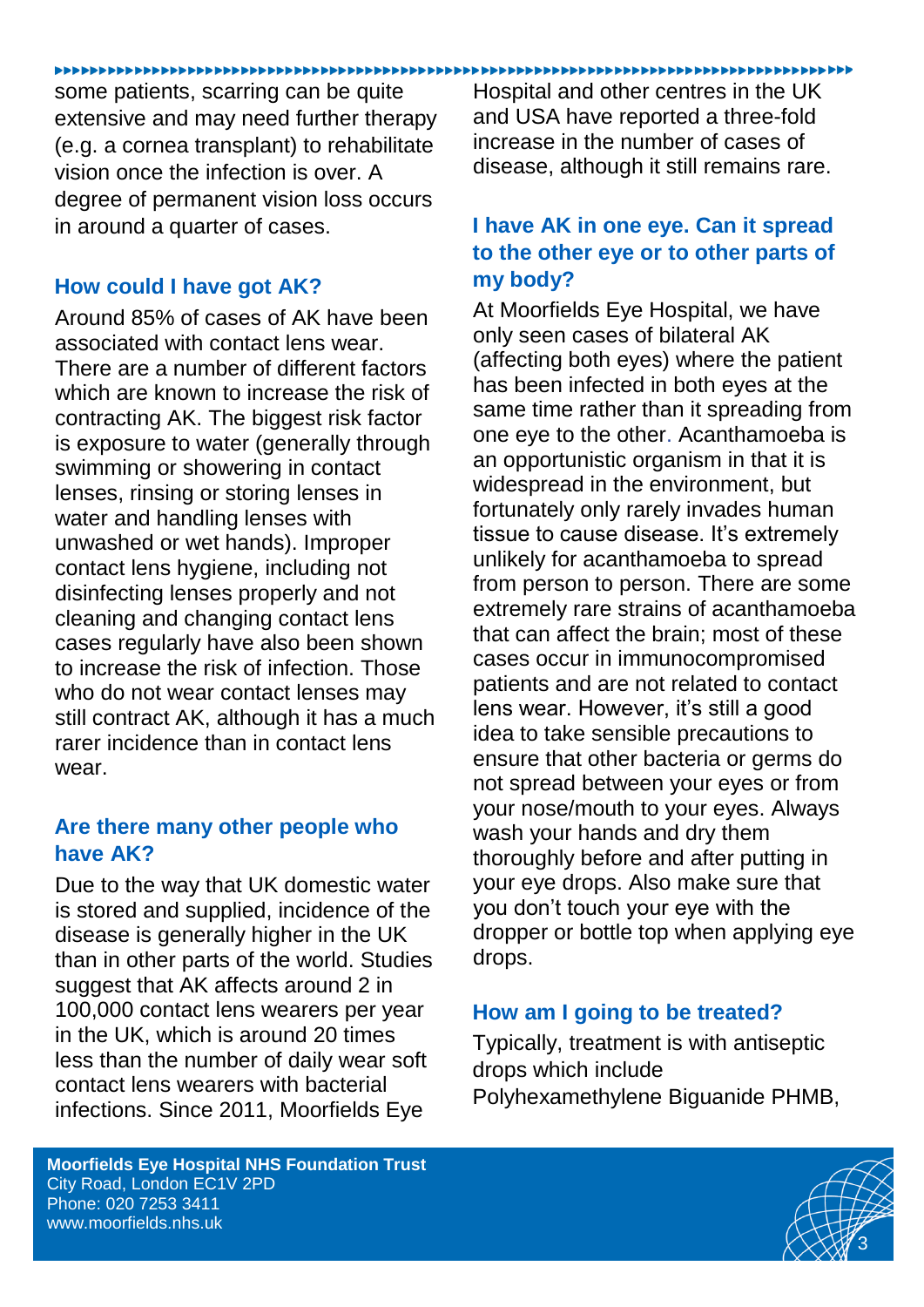some patients, scarring can be quite extensive and may need further therapy (e.g. a cornea transplant) to rehabilitate vision once the infection is over. A degree of permanent vision loss occurs in around a quarter of cases.

## How could I have got AK?

Around 85% of cases of AK have been associated with contact lens wear. There are a number of different factors which are known to increase the risk of contracting AK. The biggest risk factor is exposure to water (generally through swimming or showering in contact lenses, rinsing or storing lenses in water and handling lenses with unwashed or wet hands). Improper contact lens hygiene, including not disinfecting lenses properly and not cleaning and changing contact lens cases regularly have also been shown to increase the risk of infection. Those who do not wear contact lenses may still contract AK, although it has a much rarer incidence than in contact lens wear.

## Are there many other people who have AK?

Due to the way that UK domestic water is stored and supplied, incidence of the disease is generally higher in the UK than in other parts of the world. Studies suggest that AK affects around 2 in 100,000 contact lens wearers per year in the UK, which is around 20 times less than the number of daily wear soft contact lens wearers with bacterial infections. Since 2011, Moorfields Eye Hospital and other centres in the UK and USA have reported a three-fold increase in the number of cases of disease, although it still remains rare.

## I have AK in one eye. Can it spread to the other eye or to other parts of my body?

At Moorfields Eye Hospital, we have only seen cases of bilateral AK (affecting both eyes) where the patient has been infected in both eyes at the same time rather than it spreading from one eye to the other. Acanthamoeba is an opportunistic organism in that it is widespread in the environment, but fortunately only rarely invades human tissue to cause disease. It's extremely unlikely for acanthamoeba to spread from person to person. There are some extremely rare strains of acanthamoeba that can affect the brain; most of these cases occur in immunocompromised patients and are not related to contact lens wear. However, it's still a good idea to take sensible precautions to ensure that other bacteria or germs do not spread between your eyes or from your nose/mouth to your eyes. Always wash your hands and dry them thoroughly before and after putting in your eye drops. Also make sure that you don't touch your eye with the dropper or bottle top when applying eye drops.

## How am I going to be treated?

Typically, treatment is with antiseptic drops which include Polyhexamethylene Biguanide PHMB,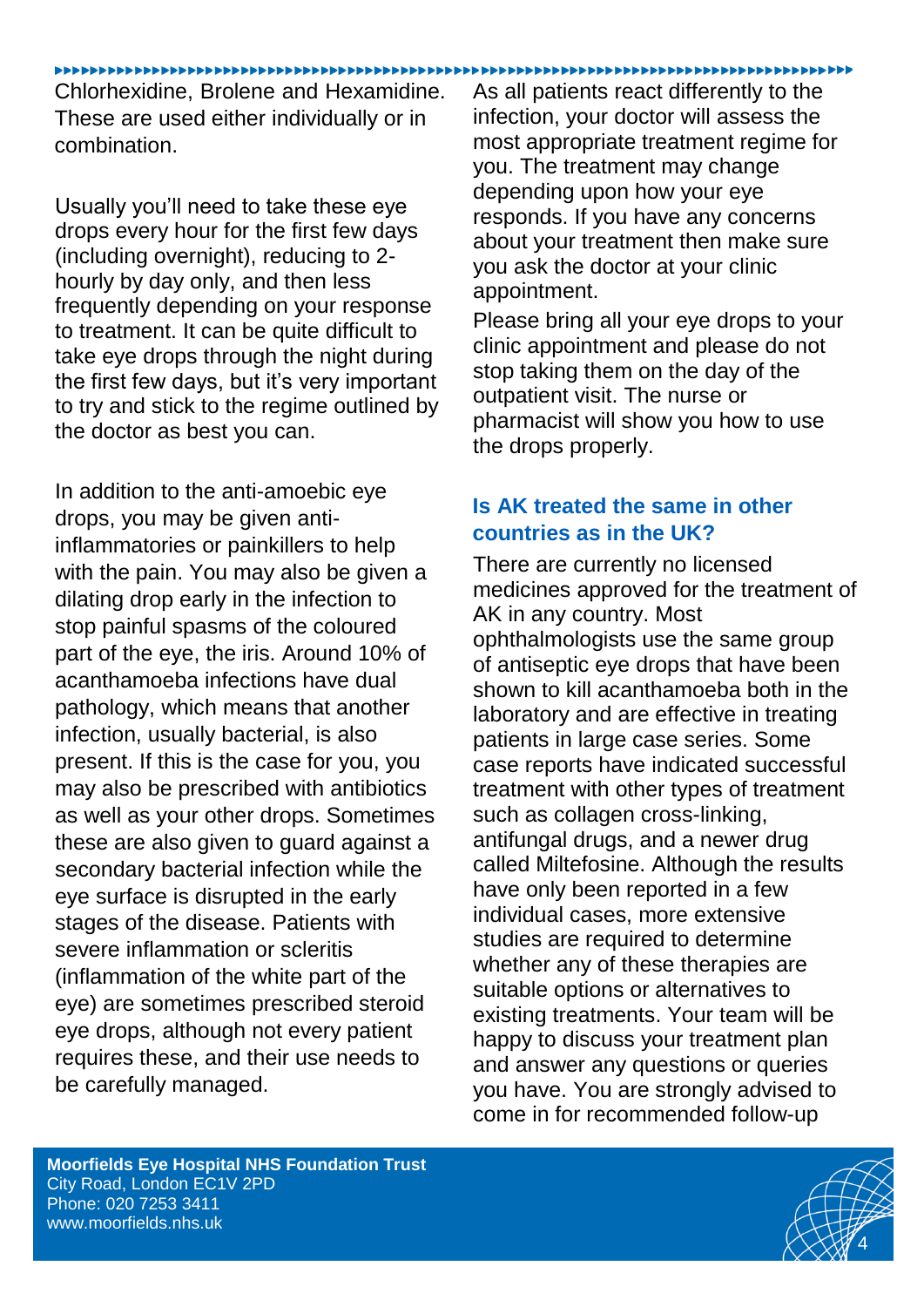Chlorhexidine, Brolene and Hexamidine. These are used either individually or in combination.

Usually you'll need to take these eye drops every hour for the first few days (including overnight), reducing to 2-hourly by day only, and then less frequently depending on your response to treatment. It can be quite difficult to take eye drops through the night during the first few days, but it's very important to try and stick to the regime outlined by the doctor as best you can.

In addition to the anti-amoebic eye drops, you may be given anti-inflammatories or painkillers to help with the pain. You may also be given a dilating drop early in the infection to stop painful spasms of the coloured part of the eye, the iris. Around 10% of acanthamoeba infections have dual pathology, which means that another infection, usually bacterial, is also present. If this is the case for you, you may also be prescribed with antibiotics as well as your other drops. Sometimes these are also given to guard against a secondary bacterial infection while the eye surface is disrupted in the early stages of the disease. Patients with severe inflammation or scleritis (inflammation of the white part of the eye) are sometimes prescribed steroid eye drops, although not every patient requires these, and their use needs to be carefully managed.

As all patients react differently to the infection, your doctor will assess the most appropriate treatment regime for you. The treatment may change depending upon how your eye responds. If you have any concerns about your treatment then make sure you ask the doctor at your clinic appointment.

Please bring all your eye drops to your clinic appointment and please do not stop taking them on the day of the outpatient visit. The nurse or pharmacist will show you how to use the drops properly.

## Is AK treated the same in other countries as in the UK?

There are currently no licensed medicines approved for the treatment of AK in any country. Most ophthalmologists use the same group of antiseptic eye drops that have been shown to kill acanthamoeba both in the laboratory and are effective in treating patients in large case series. Some case reports have indicated successful treatment with other types of treatment such as collagen cross-linking, antifungal drugs, and a newer drug called Miltefosine. Although the results have only been reported in a few individual cases, more extensive studies are required to determine whether any of these therapies are suitable options or alternatives to existing treatments. Your team will be happy to discuss your treatment plan and answer any questions or queries you have. You are strongly advised to come in for recommended follow-up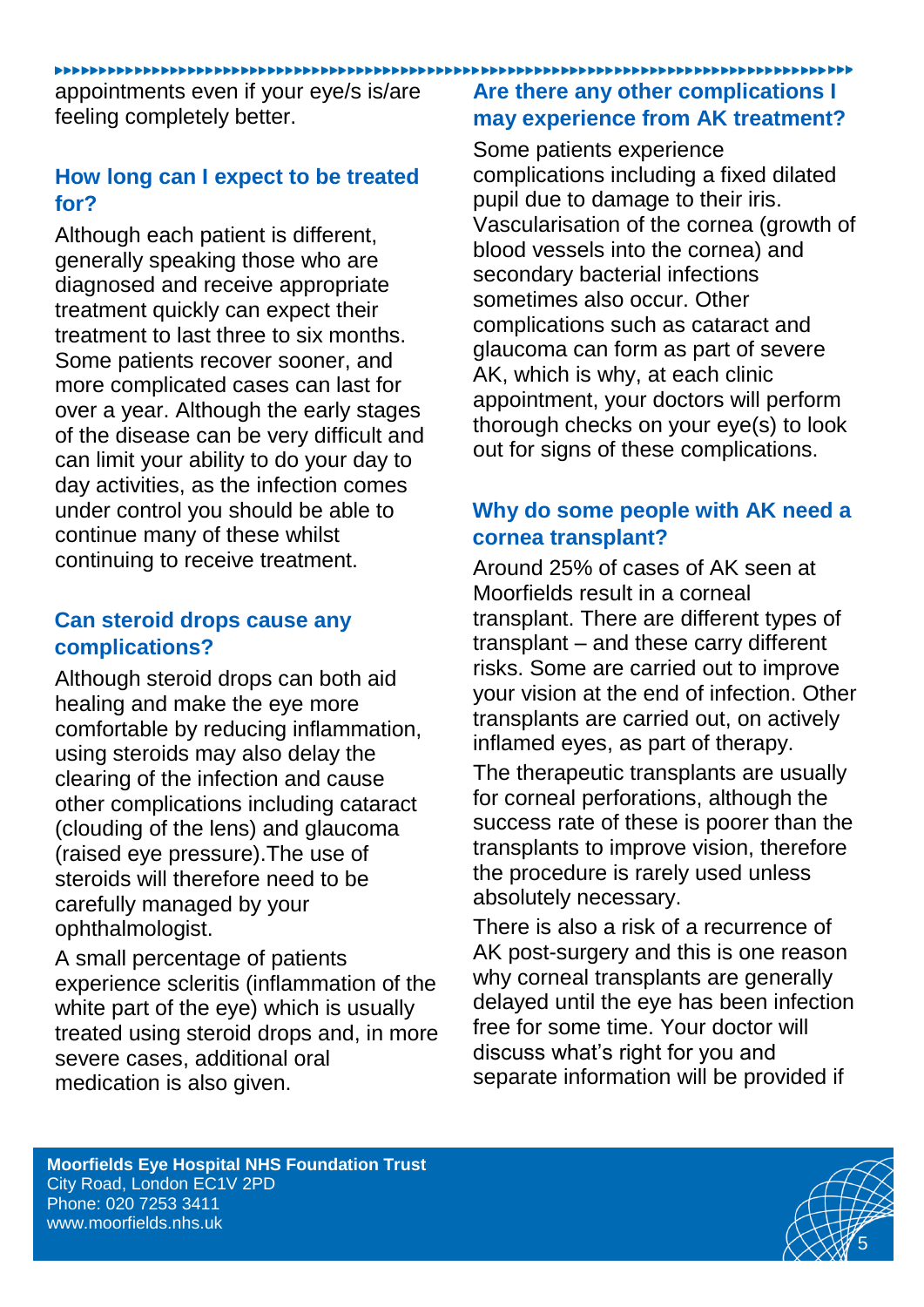appointments even if your eye/s is/are feeling completely better.

## How long can I expect to be treated for?

Although each patient is different, generally speaking those who are diagnosed and receive appropriate treatment quickly can expect their treatment to last three to six months. Some patients recover sooner, and more complicated cases can last for over a year. Although the early stages of the disease can be very difficult and can limit your ability to do your day to day activities, as the infection comes under control you should be able to continue many of these whilst continuing to receive treatment.

## Can steroid drops cause any complications?

Although steroid drops can both aid healing and make the eye more comfortable by reducing inflammation, using steroids may also delay the clearing of the infection and cause other complications including cataract (clouding of the lens) and glaucoma (raised eye pressure).The use of steroids will therefore need to be carefully managed by your ophthalmologist.

A small percentage of patients experience scleritis (inflammation of the white part of the eye) which is usually treated using steroid drops and, in more severe cases, additional oral medication is also given.

## Are there any other complications I may experience from AK treatment?

Some patients experience complications including a fixed dilated pupil due to damage to their iris. Vascularisation of the cornea (growth of blood vessels into the cornea) and secondary bacterial infections sometimes also occur. Other complications such as cataract and glaucoma can form as part of severe AK, which is why, at each clinic appointment, your doctors will perform thorough checks on your eye(s) to look out for signs of these complications.

## Why do some people with AK need a cornea transplant?

Around 25% of cases of AK seen at Moorfields result in a corneal transplant. There are different types of transplant – and these carry different risks. Some are carried out to improve your vision at the end of infection. Other transplants are carried out, on actively inflamed eyes, as part of therapy.

The therapeutic transplants are usually for corneal perforations, although the success rate of these is poorer than the transplants to improve vision, therefore the procedure is rarely used unless absolutely necessary.

There is also a risk of a recurrence of AK post-surgery and this is one reason why corneal transplants are generally delayed until the eye has been infection free for some time. Your doctor will discuss what's right for you and separate information will be provided if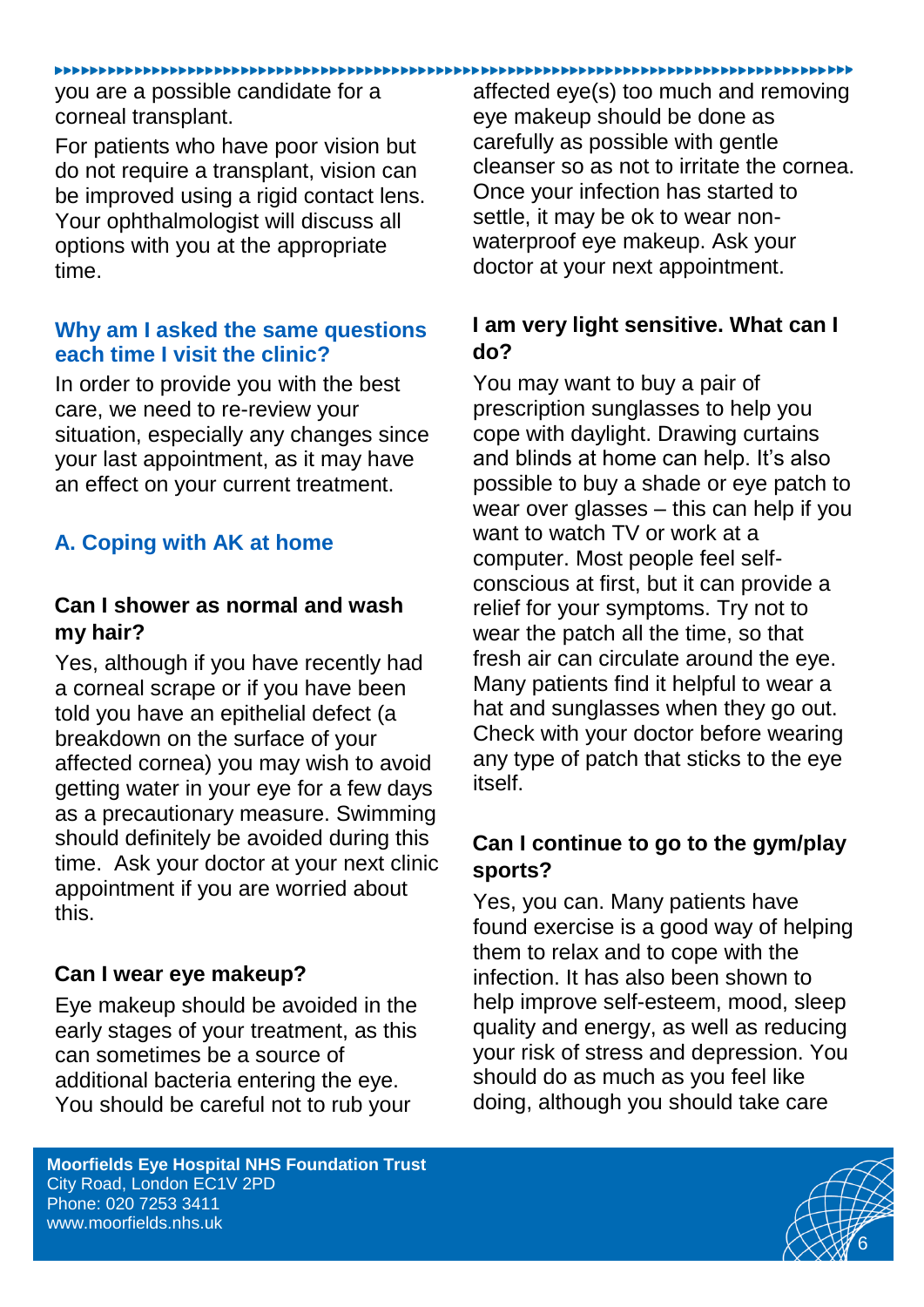you are a possible candidate for a corneal transplant.

For patients who have poor vision but do not require a transplant, vision can be improved using a rigid contact lens. Your ophthalmologist will discuss all options with you at the appropriate time.

### Why am I asked the same questions each time I visit the clinic?

In order to provide you with the best care, we need to re-review your situation, especially any changes since your last appointment, as it may have an effect on your current treatment.

## A. Coping with AK at home

### Can I shower as normal and wash my hair?

Yes, although if you have recently had a corneal scrape or if you have been told you have an epithelial defect (a breakdown on the surface of your affected cornea) you may wish to avoid getting water in your eye for a few days as a precautionary measure. Swimming should definitely be avoided during this time. Ask your doctor at your next clinic appointment if you are worried about this.

### Can I wear eye makeup?

Eye makeup should be avoided in the early stages of your treatment, as this can sometimes be a source of additional bacteria entering the eye. You should be careful not to rub your affected eye(s) too much and removing eye makeup should be done as carefully as possible with gentle cleanser so as not to irritate the cornea. Once your infection has started to settle, it may be ok to wear non-waterproof eye makeup. Ask your doctor at your next appointment.

### I am very light sensitive. What can I do?

You may want to buy a pair of prescription sunglasses to help you cope with daylight. Drawing curtains and blinds at home can help. It's also possible to buy a shade or eye patch to wear over glasses – this can help if you want to watch TV or work at a computer. Most people feel self-conscious at first, but it can provide a relief for your symptoms. Try not to wear the patch all the time, so that fresh air can circulate around the eye. Many patients find it helpful to wear a hat and sunglasses when they go out. Check with your doctor before wearing any type of patch that sticks to the eye itself.

### Can I continue to go to the gym/play sports?

Yes, you can. Many patients have found exercise is a good way of helping them to relax and to cope with the infection. It has also been shown to help improve self-esteem, mood, sleep quality and energy, as well as reducing your risk of stress and depression. You should do as much as you feel like doing, although you should take care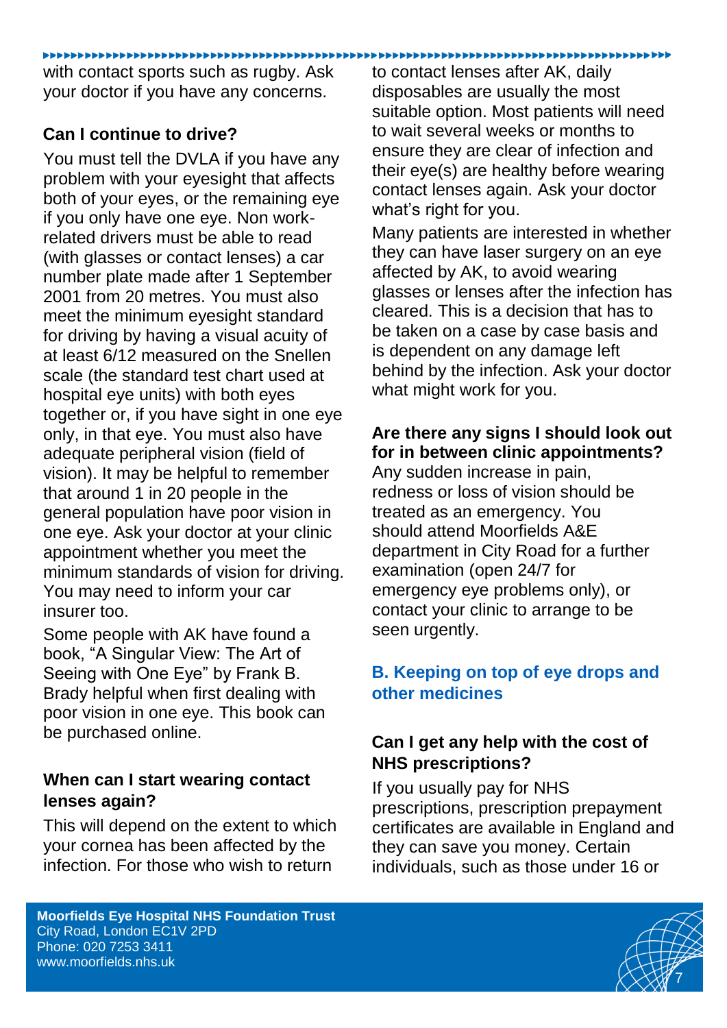with contact sports such as rugby. Ask your doctor if you have any concerns.

### Can I continue to drive?

You must tell the DVLA if you have any problem with your eyesight that affects both of your eyes, or the remaining eye if you only have one eye. Non work-related drivers must be able to read (with glasses or contact lenses) a car number plate made after 1 September 2001 from 20 metres. You must also meet the minimum eyesight standard for driving by having a visual acuity of at least 6/12 measured on the Snellen scale (the standard test chart used at hospital eye units) with both eyes together or, if you have sight in one eye only, in that eye. You must also have adequate peripheral vision (field of vision). It may be helpful to remember that around 1 in 20 people in the general population have poor vision in one eye. Ask your doctor at your clinic appointment whether you meet the minimum standards of vision for driving. You may need to inform your car insurer too.

Some people with AK have found a book, "A Singular View: The Art of Seeing with One Eye" by Frank B. Brady helpful when first dealing with poor vision in one eye. This can be purchased online.

### When can I start wearing contact lenses again?

This will depend on the extent to which your cornea has been affected by the infection. For those who wish to return to contact lenses after AK, daily disposables are usually the most suitable option. Most patients will need to wait several weeks or months to ensure they are clear of infection and their eye(s) are healthy before wearing contact lenses again. Ask your doctor what's right for you.

Many patients are interested in whether they can have laser surgery on an eye affected by AK, to avoid wearing glasses or lenses after the infection has cleared. This is a decision that has to be taken on a case by case basis and is dependent on any damage left behind by the infection. Ask your doctor what might work for you.

### Are there any signs I should look out for in between clinic appointments?

Any sudden increase in pain, redness or loss of vision should be treated as an emergency. You should attend Moorfields A&E department in City Road for a further examination (open 24/7 for emergency eye problems only), or contact your clinic to arrange to be seen urgently.

## B. Keeping on top of eye drops and other medicines

### Can I get any help with the cost of NHS prescriptions?

If you usually pay for NHS prescriptions, prescription prepayment certificates are available in England and they can save you money. Certain individuals, such as those under 16 or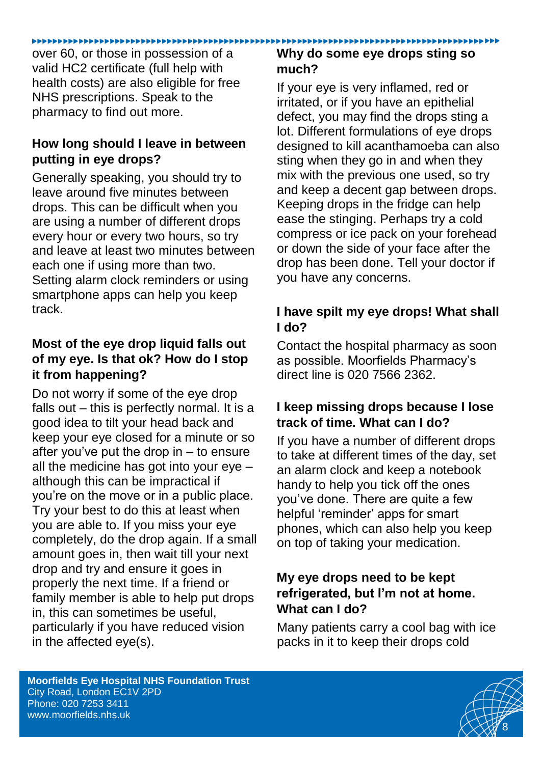over 60, or those in possession of a valid HC2 certificate (full help with health costs) are also eligible for free NHS prescriptions. Speak to the pharmacy to find out more.

## How long should I leave in between putting in eye drops?

Generally speaking, you should try to leave around five minutes between drops. This can be difficult when you are using a number of different drops every hour or every two hours, so try and leave at least two minutes between each one if using more than two. Setting alarm clock reminders or using smartphone apps can help you keep track.

## Most of the eye drop liquid falls out of my eye. Is that ok? How do I stop it from happening?

Do not worry if some of the eye drop falls out – this is perfectly normal. It is a good idea to tilt your head back and keep your eye closed for a minute or so after you've put the drop in – to ensure all the medicine has got into your eye – although this can be impractical if you're on the move or in a public place. Try your best to do this at least when you are able to. If you miss your eye completely, do the drop again. If a small amount goes in, then wait till your next drop and try and ensure it goes in properly the next time. If a friend or family member is able to help put drops in, this can sometimes be useful, particularly if you have reduced vision in the affected eye(s).

## Why do some eye drops sting so much?

If your eye is very inflamed, red or irritated, or if you have an epithelial defect, you may find the drops sting a lot. Different formulations of eye drops designed to kill acanthamoeba can also sting when they go in and when they mix with the previous one used, so try and keep a decent gap between drops. Keeping drops in the fridge can help ease the stinging. Perhaps try a cold compress or ice pack on your forehead or down the side of your face after the drop has been done. Tell your doctor if you have any concerns.

## I have spilt my eye drops! What shall I do?

Contact the hospital pharmacy as soon as possible. Moorfields Pharmacy's direct line is 020 7566 2362.

## I keep missing drops because I lose track of time. What can I do?

If you have a number of different drops to take at different times of the day, set an alarm clock and keep a notebook handy to help you tick off the ones you've done. There are quite a few helpful 'reminder' apps for smart phones, which can also help you keep on top of taking your medication.

## My eye drops need to be kept refrigerated, but I'm not at home. What can I do?

Many patients carry a cool bag with ice packs in it to keep their drops cold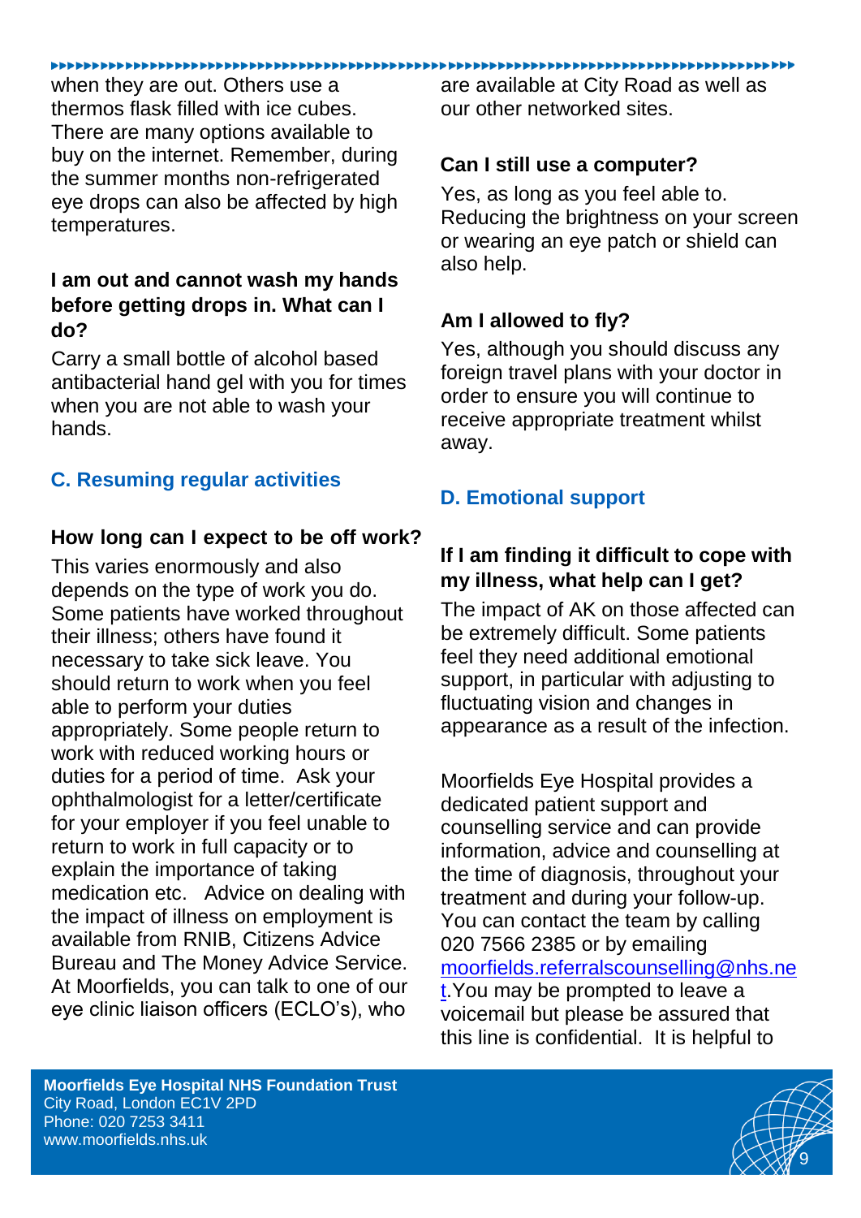when they are out. Others use a thermos flask filled with ice cubes. There are many options available to buy on the internet. Remember, during the summer months non-refrigerated eye drops can also be affected by high temperatures.

### I am out and cannot wash my hands before getting drops in. What can I do?

Carry a small bottle of alcohol based antibacterial hand gel with you for times when you are not able to wash your hands.

## C. Resuming regular activities

### How long can I expect to be off work?

This varies enormously and also depends on the type of work you do. Some patients have worked throughout their illness; others have found it necessary to take sick leave. You should return to work when you feel able to perform your duties appropriately. Some people return to work with reduced working hours or duties for a period of time. Ask your ophthalmologist for a letter/certificate for your employer if you feel unable to return to work in full capacity or to explain the importance of taking medication etc. Advice on dealing with the impact of illness on employment is available from RNIB, Citizens Advice Bureau and The Money Advice Service. At Moorfields, you can talk to one of our eye clinic liaison officers (ECLO's), who are available at City Road as well as our other networked sites.

### Can I still use a computer?

Yes, as long as you feel able to. Reducing the brightness on your screen or wearing an eye patch or shield can also help.

### Am I allowed to fly?

Yes, although you should discuss any foreign travel plans with your doctor in order to ensure you will continue to receive appropriate treatment whilst away.

## D. Emotional support

### If I am finding it difficult to cope with my illness, what help can I get?

The impact of AK on those affected can be extremely difficult. Some patients feel they need additional emotional support, in particular with adjusting to fluctuating vision and changes in appearance as a result of the infection.

Moorfields Eye Hospital provides a dedicated patient support and counselling service and can provide information, advice and counselling at the time of diagnosis, throughout your treatment and during your follow-up. You can contact the team by calling 020 7566 2385 or by emailing moorfields.referralscounselling@nhs.net.You may be prompted to leave a voicemail but please be assured that this line is confidential. It is helpful to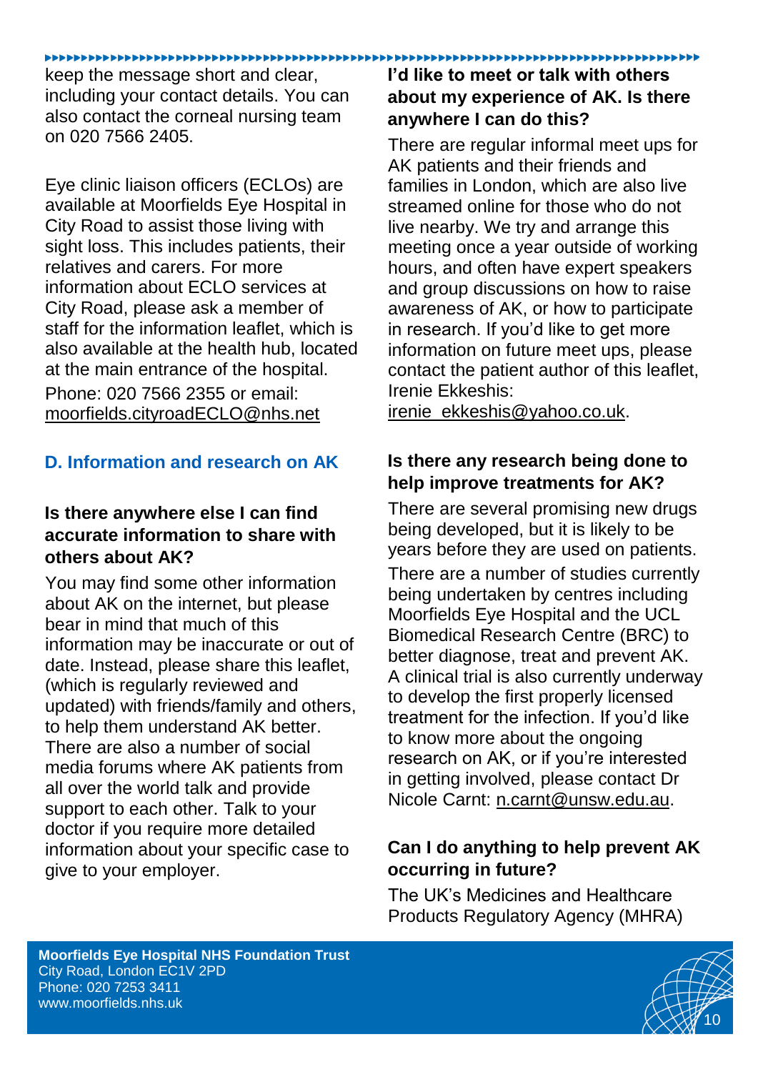keep the message short and clear, including your contact details. You can also contact the corneal nursing team on 020 7566 2405.

Eye clinic liaison officers (ECLOs) are available at Moorfields Eye Hospital in City Road to assist those living with sight loss. This includes patients, their relatives and carers. For more information about ECLO services at City Road, please ask a member of staff for the information leaflet, which is also available at the health hub, located at the main entrance of the hospital.
Phone: 020 7566 2355 or email: moorfields.cityroadECLO@nhs.net

## D. Information and research on AK

### Is there anywhere else I can find accurate information to share with others about AK?

You may find some other information about AK on the internet, but please bear in mind that much of this information may be inaccurate or out of date. Instead, please share this leaflet, (which is regularly reviewed and updated) with friends/family and others, to help them understand AK better. There are also a number of social media forums where AK patients from all over the world talk and provide support to each other. Talk to your doctor if you require more detailed information about your specific case to give to your employer.

### I'd like to meet or talk with others about my experience of AK. Is there anywhere I can do this?

There are regular informal meet ups for AK patients and their friends and families in London, which are also live streamed online for those who do not live nearby. We try and arrange this meeting once a year outside of working hours, and often have expert speakers and group discussions on how to raise awareness of AK, or how to participate in research. If you'd like to get more information on future meet ups, please contact the patient author of this leaflet, Irenie Ekkeshis: irenie_ekkeshis@yahoo.co.uk.

### Is there any research being done to help improve treatments for AK?

There are several promising new drugs being developed, but it is likely to be years before they are used on patients.
There are a number of studies currently being undertaken by centres including Moorfields Eye Hospital and the UCL Biomedical Research Centre (BRC) to better diagnose, treat and prevent AK. A clinical trial is also currently underway to develop the first properly licensed treatment for the infection. If you'd like to know more about the ongoing research on AK, or if you're interested in getting involved, please contact Dr Nicole Carnt: n.carnt@unsw.edu.au.

### Can I do anything to help prevent AK occurring in future?

The UK's Medicines and Healthcare Products Regulatory Agency (MHRA)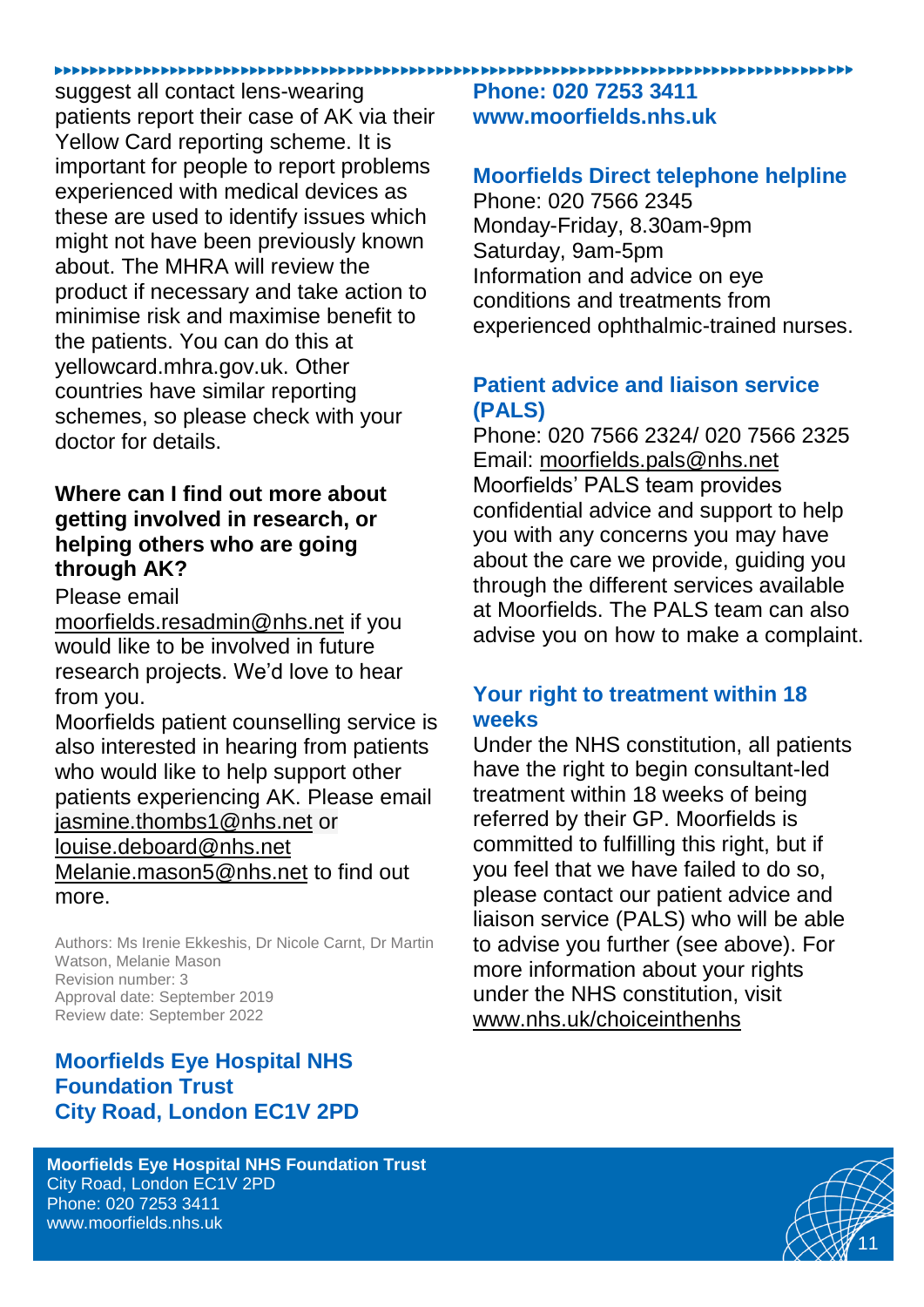suggest all contact lens-wearing patients report their case of AK via their Yellow Card reporting scheme. It is important for people to report problems experienced with medical devices as these are used to identify issues which might not have been previously known about. The MHRA will review the product if necessary and take action to minimise risk and maximise benefit to the patients. You can do this at yellowcard.mhra.gov.uk. Other countries have similar reporting schemes, so please check with your doctor for details.

**Where can I find out more about getting involved in research, or helping others who are going through AK?**

Please email moorfields.resadmin@nhs.net if you would like to be involved in future research projects. We'd love to hear from you.

Moorfields patient counselling service is also interested in hearing from patients who would like to help support other patients experiencing AK. Please email jasmine.thombs1@nhs.net or louise.deboard@nhs.net Melanie.mason5@nhs.net to find out more.

Authors: Ms Irenie Ekkeshis, Dr Nicole Carnt, Dr Martin Watson, Melanie Mason
Revision number: 3
Approval date: September 2019
Review date: September 2022

**Moorfields Eye Hospital NHS Foundation Trust**
**City Road, London EC1V 2PD**
**Phone: 020 7253 3411**
**www.moorfields.nhs.uk**

## Moorfields Direct telephone helpline

Phone: 020 7566 2345
Monday-Friday, 8.30am-9pm
Saturday, 9am-5pm
Information and advice on eye conditions and treatments from experienced ophthalmic-trained nurses.

## Patient advice and liaison service (PALS)

Phone: 020 7566 2324/ 020 7566 2325
Email: moorfields.pals@nhs.net
Moorfields' PALS team provides confidential advice and support to help you with any concerns you may have about the care we provide, guiding you through the different services available at Moorfields. The PALS team can also advise you on how to make a complaint.

## Your right to treatment within 18 weeks

Under the NHS constitution, all patients have the right to begin consultant-led treatment within 18 weeks of being referred by their GP. Moorfields is committed to fulfilling this right, but if you feel that we have failed to do so, please contact our patient advice and liaison service (PALS) who will be able to advise you further (see above). For more information about your rights under the NHS constitution, visit www.nhs.uk/choiceinthenhs